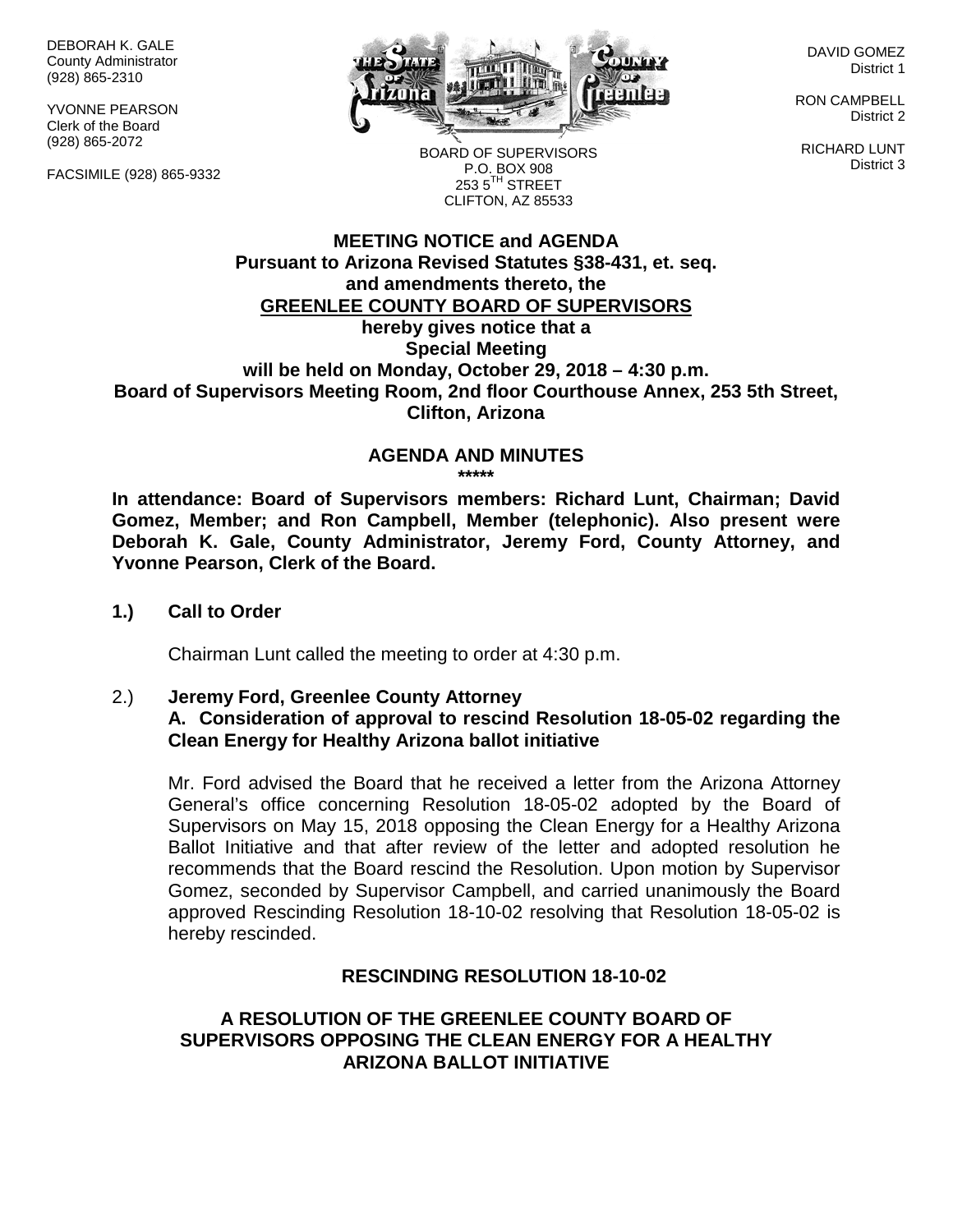DEBORAH K. GALE
County Administrator
(928) 865-2310

YVONNE PEARSON
Clerk of the Board
(928) 865-2072

FACSIMILE (928) 865-9332

BOARD OF SUPERVISORS
P.O. BOX 908
253 5TH STREET
CLIFTON, AZ 85533

DAVID GOMEZ
District 1

RON CAMPBELL
District 2

RICHARD LUNT
District 3

**MEETING NOTICE and AGENDA**
**Pursuant to Arizona Revised Statutes §38-431, et. seq.**
**and amendments thereto, the**
**GREENLEE COUNTY BOARD OF SUPERVISORS**
**hereby gives notice that a**
**Special Meeting**
**will be held on Monday, October 29, 2018 – 4:30 p.m.**
**Board of Supervisors Meeting Room, 2nd floor Courthouse Annex, 253 5th Street, Clifton, Arizona**

**AGENDA AND MINUTES**
**\*\*\*\*\***

**In attendance: Board of Supervisors members: Richard Lunt, Chairman; David Gomez, Member; and Ron Campbell, Member (telephonic). Also present were Deborah K. Gale, County Administrator, Jeremy Ford, County Attorney, and Yvonne Pearson, Clerk of the Board.**

**1.) Call to Order**

Chairman Lunt called the meeting to order at 4:30 p.m.

2.) **Jeremy Ford, Greenlee County Attorney**
**A. Consideration of approval to rescind Resolution 18-05-02 regarding the Clean Energy for Healthy Arizona ballot initiative**

Mr. Ford advised the Board that he received a letter from the Arizona Attorney General's office concerning Resolution 18-05-02 adopted by the Board of Supervisors on May 15, 2018 opposing the Clean Energy for a Healthy Arizona Ballot Initiative and that after review of the letter and adopted resolution he recommends that the Board rescind the Resolution. Upon motion by Supervisor Gomez, seconded by Supervisor Campbell, and carried unanimously the Board approved Rescinding Resolution 18-10-02 resolving that Resolution 18-05-02 is hereby rescinded.

**RESCINDING RESOLUTION 18-10-02**

**A RESOLUTION OF THE GREENLEE COUNTY BOARD OF SUPERVISORS OPPOSING THE CLEAN ENERGY FOR A HEALTHY ARIZONA BALLOT INITIATIVE**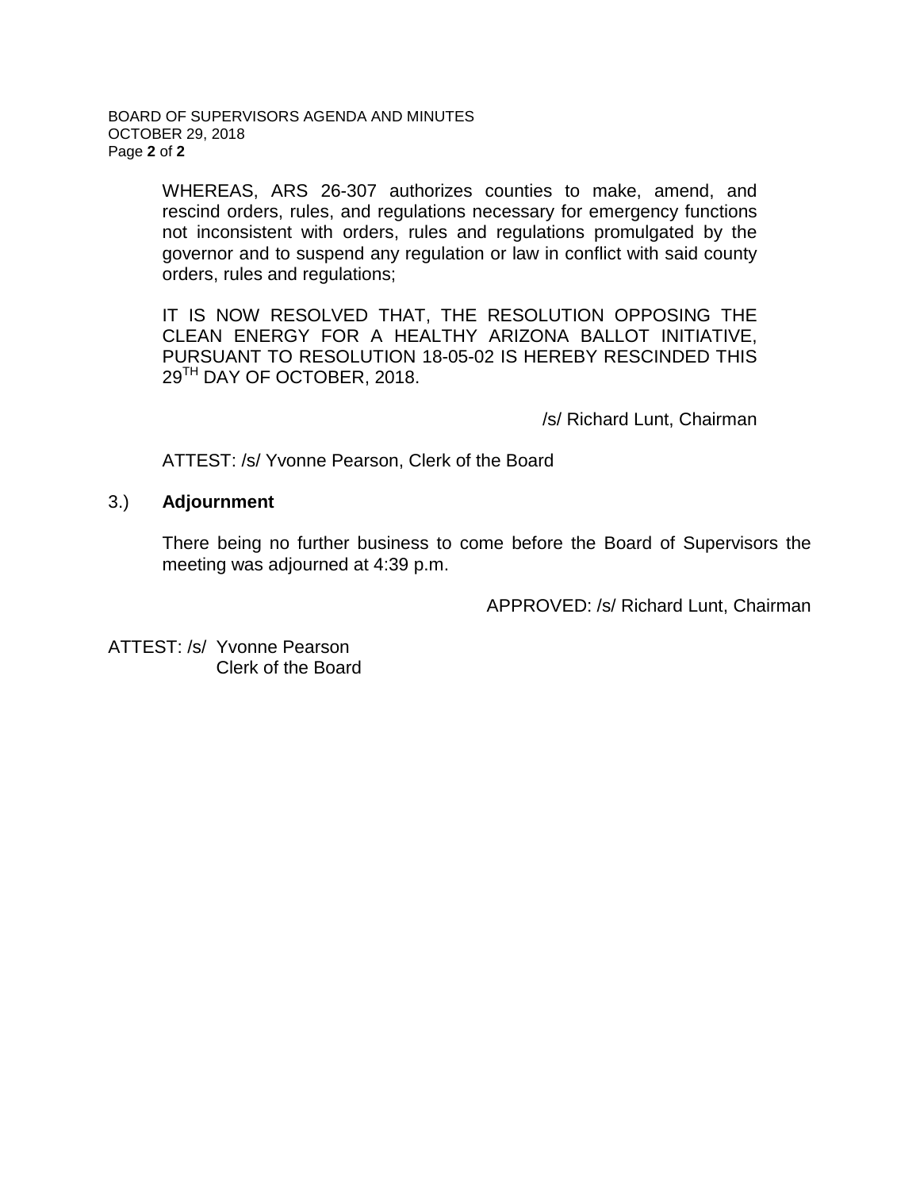WHEREAS, ARS 26-307 authorizes counties to make, amend, and rescind orders, rules, and regulations necessary for emergency functions not inconsistent with orders, rules and regulations promulgated by the governor and to suspend any regulation or law in conflict with said county orders, rules and regulations;

IT IS NOW RESOLVED THAT, THE RESOLUTION OPPOSING THE CLEAN ENERGY FOR A HEALTHY ARIZONA BALLOT INITIATIVE, PURSUANT TO RESOLUTION 18-05-02 IS HEREBY RESCINDED THIS 29TH DAY OF OCTOBER, 2018.

/s/ Richard Lunt, Chairman

ATTEST: /s/ Yvonne Pearson, Clerk of the Board

3.) **Adjournment**

There being no further business to come before the Board of Supervisors the meeting was adjourned at 4:39 p.m.

APPROVED: /s/ Richard Lunt, Chairman

ATTEST: /s/ Yvonne Pearson
Clerk of the Board